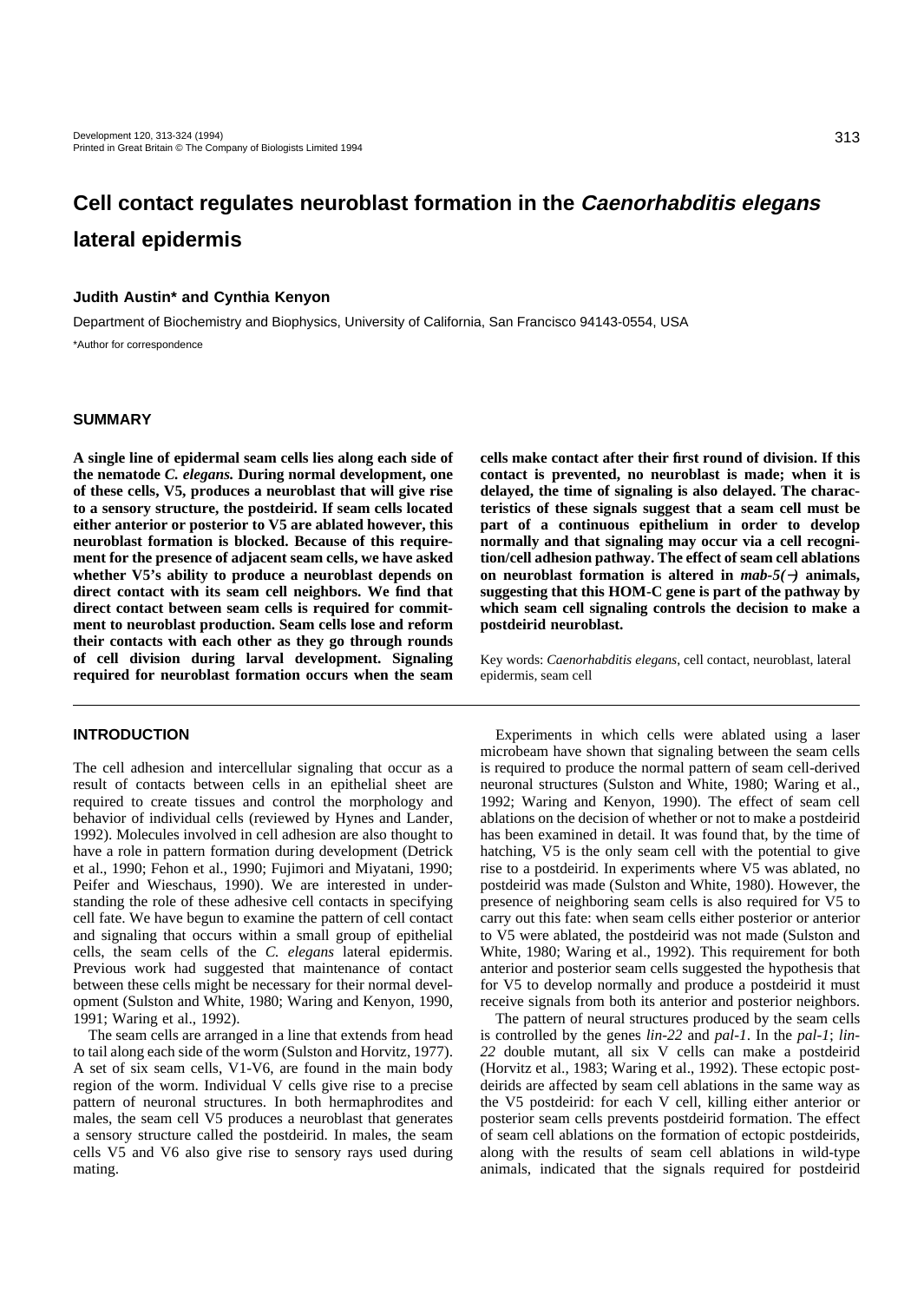# Cell contact regulates neuroblast formation in the *Caenorhabditis elegans* lateral epidermis

**Judith Austin* and Cynthia Kenyon**

Department of Biochemistry and Biophysics, University of California, San Francisco 94143-0554, USA

*Author for correspondence

## SUMMARY

**A single line of epidermal seam cells lies along each side of the nematode *C. elegans.* During normal development, one of these cells, V5, produces a neuroblast that will give rise to a sensory structure, the postdeirid. If seam cells located either anterior or posterior to V5 are ablated however, this neuroblast formation is blocked. Because of this requirement for the presence of adjacent seam cells, we have asked whether V5's ability to produce a neuroblast depends on direct contact with its seam cell neighbors. We find that direct contact between seam cells is required for commitment to neuroblast production. Seam cells lose and reform their contacts with each other as they go through rounds of cell division during larval development. Signaling required for neuroblast formation occurs when the seam cells make contact after their first round of division. If this contact is prevented, no neuroblast is made; when it is delayed, the time of signaling is also delayed. The characteristics of these signals suggest that a seam cell must be part of a continuous epithelium in order to develop normally and that signaling may occur via a cell recognition/cell adhesion pathway. The effect of seam cell ablations on neuroblast formation is altered in *mab-5(−)* animals, suggesting that this HOM-C gene is part of the pathway by which seam cell signaling controls the decision to make a postdeirid neuroblast.**

Key words: *Caenorhabditis elegans*, cell contact, neuroblast, lateral epidermis, seam cell

## INTRODUCTION

The cell adhesion and intercellular signaling that occur as a result of contacts between cells in an epithelial sheet are required to create tissues and control the morphology and behavior of individual cells (reviewed by Hynes and Lander, 1992). Molecules involved in cell adhesion are also thought to have a role in pattern formation during development (Detrick et al., 1990; Fehon et al., 1990; Fujimori and Miyatani, 1990; Peifer and Wieschaus, 1990). We are interested in understanding the role of these adhesive cell contacts in specifying cell fate. We have begun to examine the pattern of cell contact and signaling that occurs within a small group of epithelial cells, the seam cells of the *C. elegans* lateral epidermis. Previous work had suggested that maintenance of contact between these cells might be necessary for their normal development (Sulston and White, 1980; Waring and Kenyon, 1990, 1991; Waring et al., 1992).

The seam cells are arranged in a line that extends from head to tail along each side of the worm (Sulston and Horvitz, 1977). A set of six seam cells, V1-V6, are found in the main body region of the worm. Individual V cells give rise to a precise pattern of neuronal structures. In both hermaphrodites and males, the seam cell V5 produces a neuroblast that generates a sensory structure called the postdeirid. In males, the seam cells V5 and V6 also give rise to sensory rays used during mating.

Experiments in which cells were ablated using a laser microbeam have shown that signaling between the seam cells is required to produce the normal pattern of seam cell-derived neuronal structures (Sulston and White, 1980; Waring et al., 1992; Waring and Kenyon, 1990). The effect of seam cell ablations on the decision of whether or not to make a postdeirid has been examined in detail. It was found that, by the time of hatching, V5 is the only seam cell with the potential to give rise to a postdeirid. In experiments where V5 was ablated, no postdeirid was made (Sulston and White, 1980). However, the presence of neighboring seam cells is also required for V5 to carry out this fate: when seam cells either posterior or anterior to V5 were ablated, the postdeirid was not made (Sulston and White, 1980; Waring et al., 1992). This requirement for both anterior and posterior seam cells suggested the hypothesis that for V5 to develop normally and produce a postdeirid it must receive signals from both its anterior and posterior neighbors.

The pattern of neural structures produced by the seam cells is controlled by the genes *lin-22* and *pal-1*. In the *pal-1*; *lin-22* double mutant, all six V cells can make a postdeirid (Horvitz et al., 1983; Waring et al., 1992). These ectopic postdeirids are affected by seam cell ablations in the same way as the V5 postdeirid: for each V cell, killing either anterior or posterior seam cells prevents postdeirid formation. The effect of seam cell ablations on the formation of ectopic postdeirids, along with the results of seam cell ablations in wild-type animals, indicated that the signals required for postdeirid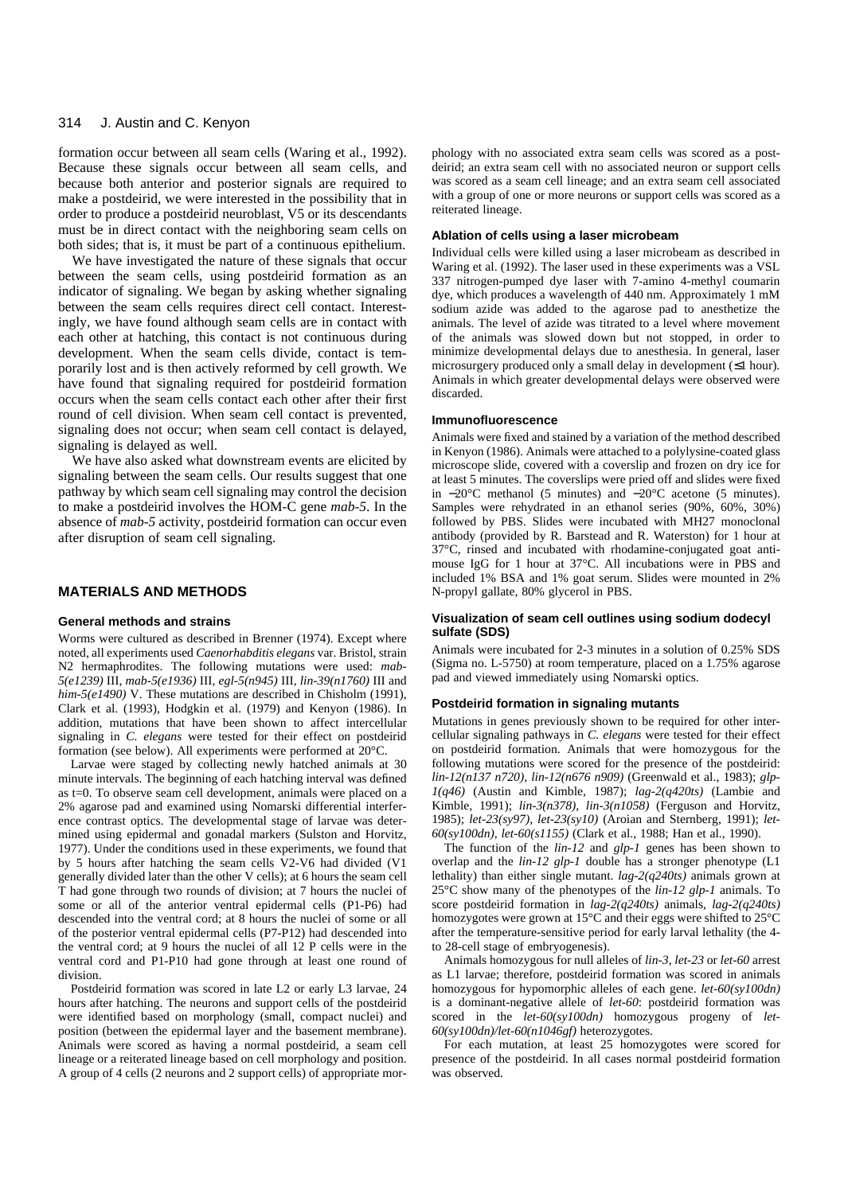formation occur between all seam cells (Waring et al., 1992). Because these signals occur between all seam cells, and because both anterior and posterior signals are required to make a postdeirid, we were interested in the possibility that in order to produce a postdeirid neuroblast, V5 or its descendants must be in direct contact with the neighboring seam cells on both sides; that is, it must be part of a continuous epithelium.

We have investigated the nature of these signals that occur between the seam cells, using postdeirid formation as an indicator of signaling. We began by asking whether signaling between the seam cells requires direct cell contact. Interestingly, we have found although seam cells are in contact with each other at hatching, this contact is not continuous during development. When the seam cells divide, contact is temporarily lost and is then actively reformed by cell growth. We have found that signaling required for postdeirid formation occurs when the seam cells contact each other after their first round of cell division. When seam cell contact is prevented, signaling does not occur; when seam cell contact is delayed, signaling is delayed as well.

We have also asked what downstream events are elicited by signaling between the seam cells. Our results suggest that one pathway by which seam cell signaling may control the decision to make a postdeirid involves the HOM-C gene *mab-5*. In the absence of *mab-5* activity, postdeirid formation can occur even after disruption of seam cell signaling.

## MATERIALS AND METHODS

### General methods and strains

Worms were cultured as described in Brenner (1974). Except where noted, all experiments used *Caenorhabditis elegans* var. Bristol, strain N2 hermaphrodites. The following mutations were used: *mab-5(e1239)* III, *mab-5(e1936)* III, *egl-5(n945)* III, *lin-39(n1760)* III and *him-5(e1490)* V. These mutations are described in Chisholm (1991), Clark et al. (1993), Hodgkin et al. (1979) and Kenyon (1986). In addition, mutations that have been shown to affect intercellular signaling in *C. elegans* were tested for their effect on postdeirid formation (see below). All experiments were performed at 20°C.

Larvae were staged by collecting newly hatched animals at 30 minute intervals. The beginning of each hatching interval was defined as t=0. To observe seam cell development, animals were placed on a 2% agarose pad and examined using Nomarski differential interference contrast optics. The developmental stage of larvae was determined using epidermal and gonadal markers (Sulston and Horvitz, 1977). Under the conditions used in these experiments, we found that by 5 hours after hatching the seam cells V2-V6 had divided (V1 generally divided later than the other V cells); at 6 hours the seam cell T had gone through two rounds of division; at 7 hours the nuclei of some or all of the anterior ventral epidermal cells (P1-P6) had descended into the ventral cord; at 8 hours the nuclei of some or all of the posterior ventral epidermal cells (P7-P12) had descended into the ventral cord; at 9 hours the nuclei of all 12 P cells were in the ventral cord and P1-P10 had gone through at least one round of division.

Postdeirid formation was scored in late L2 or early L3 larvae, 24 hours after hatching. The neurons and support cells of the postdeirid were identified based on morphology (small, compact nuclei) and position (between the epidermal layer and the basement membrane). Animals were scored as having a normal postdeirid, a seam cell lineage or a reiterated lineage based on cell morphology and position. A group of 4 cells (2 neurons and 2 support cells) of appropriate morphology with no associated extra seam cells was scored as a postdeirid; an extra seam cell with no associated neuron or support cells was scored as a seam cell lineage; and an extra seam cell associated with a group of one or more neurons or support cells was scored as a reiterated lineage.

### Ablation of cells using a laser microbeam

Individual cells were killed using a laser microbeam as described in Waring et al. (1992). The laser used in these experiments was a VSL 337 nitrogen-pumped dye laser with 7-amino 4-methyl coumarin dye, which produces a wavelength of 440 nm. Approximately 1 mM sodium azide was added to the agarose pad to anesthetize the animals. The level of azide was titrated to a level where movement of the animals was slowed down but not stopped, in order to minimize developmental delays due to anesthesia. In general, laser microsurgery produced only a small delay in development (≤1 hour). Animals in which greater developmental delays were observed were discarded.

### Immunofluorescence

Animals were fixed and stained by a variation of the method described in Kenyon (1986). Animals were attached to a polylysine-coated glass microscope slide, covered with a coverslip and frozen on dry ice for at least 5 minutes. The coverslips were pried off and slides were fixed in −20°C methanol (5 minutes) and −20°C acetone (5 minutes). Samples were rehydrated in an ethanol series (90%, 60%, 30%) followed by PBS. Slides were incubated with MH27 monoclonal antibody (provided by R. Barstead and R. Waterston) for 1 hour at 37°C, rinsed and incubated with rhodamine-conjugated goat anti-mouse IgG for 1 hour at 37°C. All incubations were in PBS and included 1% BSA and 1% goat serum. Slides were mounted in 2% N-propyl gallate, 80% glycerol in PBS.

### Visualization of seam cell outlines using sodium dodecyl sulfate (SDS)

Animals were incubated for 2-3 minutes in a solution of 0.25% SDS (Sigma no. L-5750) at room temperature, placed on a 1.75% agarose pad and viewed immediately using Nomarski optics.

### Postdeirid formation in signaling mutants

Mutations in genes previously shown to be required for other intercellular signaling pathways in *C. elegans* were tested for their effect on postdeirid formation. Animals that were homozygous for the following mutations were scored for the presence of the postdeirid: *lin-12(n137 n720)*, *lin-12(n676 n909)* (Greenwald et al., 1983); *glp-1(q46)* (Austin and Kimble, 1987); *lag-2(q420ts)* (Lambie and Kimble, 1991); *lin-3(n378)*, *lin-3(n1058)* (Ferguson and Horvitz, 1985); *let-23(sy97)*, *let-23(sy10)* (Aroian and Sternberg, 1991); *let-60(sy100dn)*, *let-60(s1155)* (Clark et al., 1988; Han et al., 1990).

The function of the *lin-12* and *glp-1* genes has been shown to overlap and the *lin-12 glp-1* double has a stronger phenotype (L1 lethality) than either single mutant. *lag-2(q420ts)* animals grown at 25°C show many of the phenotypes of the *lin-12 glp-1* animals. To score postdeirid formation in *lag-2(q420ts)* animals, *lag-2(q420ts)* homozygotes were grown at 15°C and their eggs were shifted to 25°C after the temperature-sensitive period for early larval lethality (the 4- to 28-cell stage of embryogenesis).

Animals homozygous for null alleles of *lin-3*, *let-23* or *let-60* arrest as L1 larvae; therefore, postdeirid formation was scored in animals homozygous for hypomorphic alleles of each gene. *let-60(sy100dn)* is a dominant-negative allele of *let-60*: postdeirid formation was scored in the *let-60(sy100dn)* homozygous progeny of *let-60(sy100dn)/let-60(n1046gf)* heterozygotes.

For each mutation, at least 25 homozygotes were scored for presence of the postdeirid. In all cases normal postdeirid formation was observed.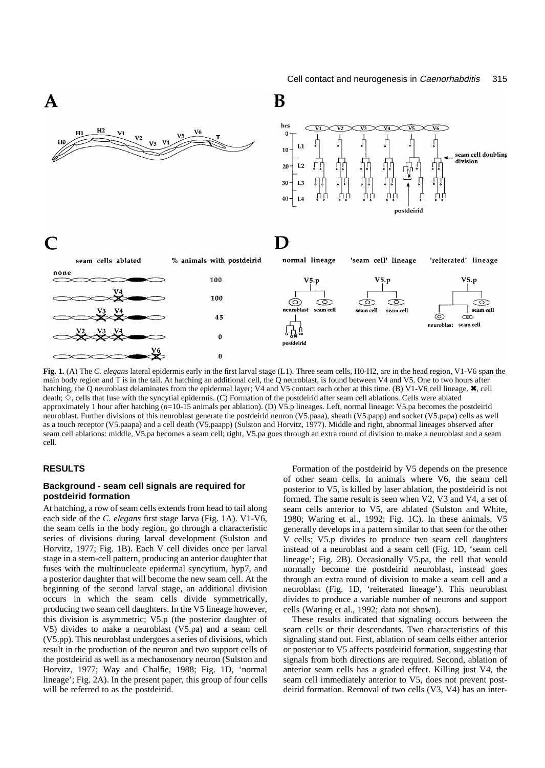**Fig. 1.** (A) The *C. elegans* lateral epidermis early in the first larval stage (L1). Three seam cells, H0-H2, are in the head region, V1-V6 span the main body region and T is in the tail. At hatching an additional cell, the Q neuroblast, is found between V4 and V5. One to two hours after hatching, the Q neuroblast delaminates from the epidermal layer; V4 and V5 contact each other at this time. (B) V1-V6 cell lineage. ✖, cell death; ◇, cells that fuse with the syncytial epidermis. (C) Formation of the postdeirid after seam cell ablations. Cells were ablated approximately 1 hour after hatching (*n*=10-15 animals per ablation). (D) V5.p lineages. Left, normal lineage: V5.pa becomes the postdeirid neuroblast. Further divisions of this neuroblast generate the postdeirid neuron (V5.paaa), sheath (V5.papp) and socket (V5.papa) cells as well as a touch receptor (V5.paapa) and a cell death (V5.paapp) (Sulston and Horvitz, 1977). Middle and right, abnormal lineages observed after seam cell ablations: middle, V5.pa becomes a seam cell; right, V5.pa goes through an extra round of division to make a neuroblast and a seam cell.

## RESULTS

### Background - seam cell signals are required for postdeirid formation

At hatching, a row of seam cells extends from head to tail along each side of the *C. elegans* first stage larva (Fig. 1A). V1-V6, the seam cells in the body region, go through a characteristic series of divisions during larval development (Sulston and Horvitz, 1977; Fig. 1B). Each V cell divides once per larval stage in a stem-cell pattern, producing an anterior daughter that fuses with the multinucleate epidermal syncytium, hyp7, and a posterior daughter that will become the new seam cell. At the beginning of the second larval stage, an additional division occurs in which the seam cells divide symmetrically, producing two seam cell daughters. In the V5 lineage however, this division is asymmetric; V5.p (the posterior daughter of V5) divides to make a neuroblast (V5.pa) and a seam cell (V5.pp). This neuroblast undergoes a series of divisions, which result in the production of the neuron and two support cells of the postdeirid as well as a mechanosenory neuron (Sulston and Horvitz, 1977; Way and Chalfie, 1988; Fig. 1D, 'normal lineage'; Fig. 2A). In the present paper, this group of four cells will be referred to as the postdeirid.

Formation of the postdeirid by V5 depends on the presence of other seam cells. In animals where V6, the seam cell posterior to V5, is killed by laser ablation, the postdeirid is not formed. The same result is seen when V2, V3 and V4, a set of seam cells anterior to V5, are ablated (Sulston and White, 1980; Waring et al., 1992; Fig. 1C). In these animals, V5 generally develops in a pattern similar to that seen for the other V cells: V5.p divides to produce two seam cell daughters instead of a neuroblast and a seam cell (Fig. 1D, 'seam cell lineage'; Fig. 2B). Occasionally V5.pa, the cell that would normally become the postdeirid neuroblast, instead goes through an extra round of division to make a seam cell and a neuroblast (Fig. 1D, 'reiterated lineage'). This neuroblast divides to produce a variable number of neurons and support cells (Waring et al., 1992; data not shown).

These results indicated that signaling occurs between the seam cells or their descendants. Two characteristics of this signaling stand out. First, ablation of seam cells either anterior or posterior to V5 affects postdeirid formation, suggesting that signals from both directions are required. Second, ablation of anterior seam cells has a graded effect. Killing just V4, the seam cell immediately anterior to V5, does not prevent postdeirid formation. Removal of two cells (V3, V4) has an inter-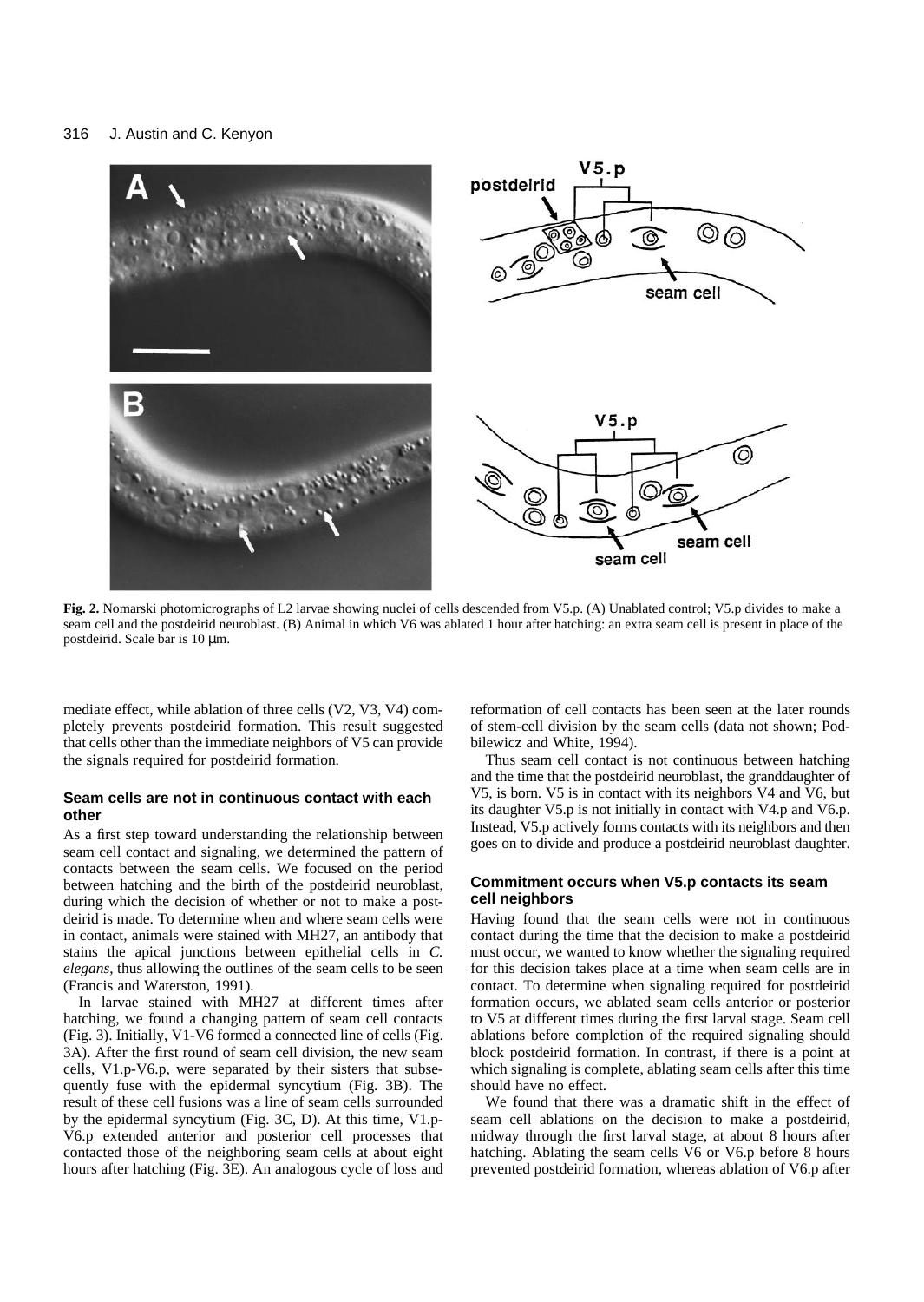**Fig. 2.** Nomarski photomicrographs of L2 larvae showing nuclei of cells descended from V5.p. (A) Unablated control; V5.p divides to make a seam cell and the postdeirid neuroblast. (B) Animal in which V6 was ablated 1 hour after hatching: an extra seam cell is present in place of the postdeirid. Scale bar is 10 µm.

mediate effect, while ablation of three cells (V2, V3, V4) completely prevents postdeirid formation. This result suggested that cells other than the immediate neighbors of V5 can provide the signals required for postdeirid formation.

### Seam cells are not in continuous contact with each other

As a first step toward understanding the relationship between seam cell contact and signaling, we determined the pattern of contacts between the seam cells. We focused on the period between hatching and the birth of the postdeirid neuroblast, during which the decision of whether or not to make a postdeirid is made. To determine when and where seam cells were in contact, animals were stained with MH27, an antibody that stains the apical junctions between epithelial cells in *C. elegans*, thus allowing the outlines of the seam cells to be seen (Francis and Waterston, 1991).

In larvae stained with MH27 at different times after hatching, we found a changing pattern of seam cell contacts (Fig. 3). Initially, V1-V6 formed a connected line of cells (Fig. 3A). After the first round of seam cell division, the new seam cells, V1.p-V6.p, were separated by their sisters that subsequently fuse with the epidermal syncytium (Fig. 3B). The result of these cell fusions was a line of seam cells surrounded by the epidermal syncytium (Fig. 3C, D). At this time, V1.p-V6.p extended anterior and posterior cell processes that contacted those of the neighboring seam cells at about eight hours after hatching (Fig. 3E). An analogous cycle of loss and reformation of cell contacts has been seen at the later rounds of stem-cell division by the seam cells (data not shown; Podbilewicz and White, 1994).

Thus seam cell contact is not continuous between hatching and the time that the postdeirid neuroblast, the granddaughter of V5, is born. V5 is in contact with its neighbors V4 and V6, but its daughter V5.p is not initially in contact with V4.p and V6.p. Instead, V5.p actively forms contacts with its neighbors and then goes on to divide and produce a postdeirid neuroblast daughter.

### Commitment occurs when V5.p contacts its seam cell neighbors

Having found that the seam cells were not in continuous contact during the time that the decision to make a postdeirid must occur, we wanted to know whether the signaling required for this decision takes place at a time when seam cells are in contact. To determine when signaling required for postdeirid formation occurs, we ablated seam cells anterior or posterior to V5 at different times during the first larval stage. Seam cell ablations before completion of the required signaling should block postdeirid formation. In contrast, if there is a point at which signaling is complete, ablating seam cells after this time should have no effect.

We found that there was a dramatic shift in the effect of seam cell ablations on the decision to make a postdeirid, midway through the first larval stage, at about 8 hours after hatching. Ablating the seam cells V6 or V6.p before 8 hours prevented postdeirid formation, whereas ablation of V6.p after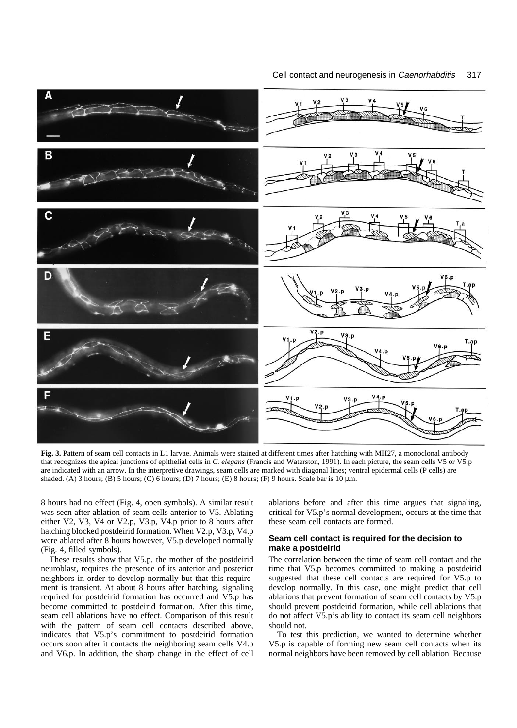**Fig. 3.** Pattern of seam cell contacts in L1 larvae. Animals were stained at different times after hatching with MH27, a monoclonal antibody that recognizes the apical junctions of epithelial cells in *C. elegans* (Francis and Waterston, 1991). In each picture, the seam cells V5 or V5.p are indicated with an arrow. In the interpretive drawings, seam cells are marked with diagonal lines; ventral epidermal cells (P cells) are shaded. (A) 3 hours; (B) 5 hours; (C) 6 hours; (D) 7 hours; (E) 8 hours; (F) 9 hours. Scale bar is 10 μm.

8 hours had no effect (Fig. 4, open symbols). A similar result was seen after ablation of seam cells anterior to V5. Ablating either V2, V3, V4 or V2.p, V3.p, V4.p prior to 8 hours after hatching blocked postdeirid formation. When V2.p, V3.p, V4.p were ablated after 8 hours however, V5.p developed normally (Fig. 4, filled symbols).

These results show that V5.p, the mother of the postdeirid neuroblast, requires the presence of its anterior and posterior neighbors in order to develop normally but that this requirement is transient. At about 8 hours after hatching, signaling required for postdeirid formation has occurred and V5.p has become committed to postdeirid formation. After this time, seam cell ablations have no effect. Comparison of this result with the pattern of seam cell contacts described above, indicates that V5.p's commitment to postdeirid formation occurs soon after it contacts the neighboring seam cells V4.p and V6.p. In addition, the sharp change in the effect of cell ablations before and after this time argues that signaling, critical for V5.p's normal development, occurs at the time that these seam cell contacts are formed.

### Seam cell contact is required for the decision to make a postdeirid

The correlation between the time of seam cell contact and the time that V5.p becomes committed to making a postdeirid suggested that these cell contacts are required for V5.p to develop normally. In this case, one might predict that cell ablations that prevent formation of seam cell contacts by V5.p should prevent postdeirid formation, while cell ablations that do not affect V5.p's ability to contact its seam cell neighbors should not.

To test this prediction, we wanted to determine whether V5.p is capable of forming new seam cell contacts when its normal neighbors have been removed by cell ablation. Because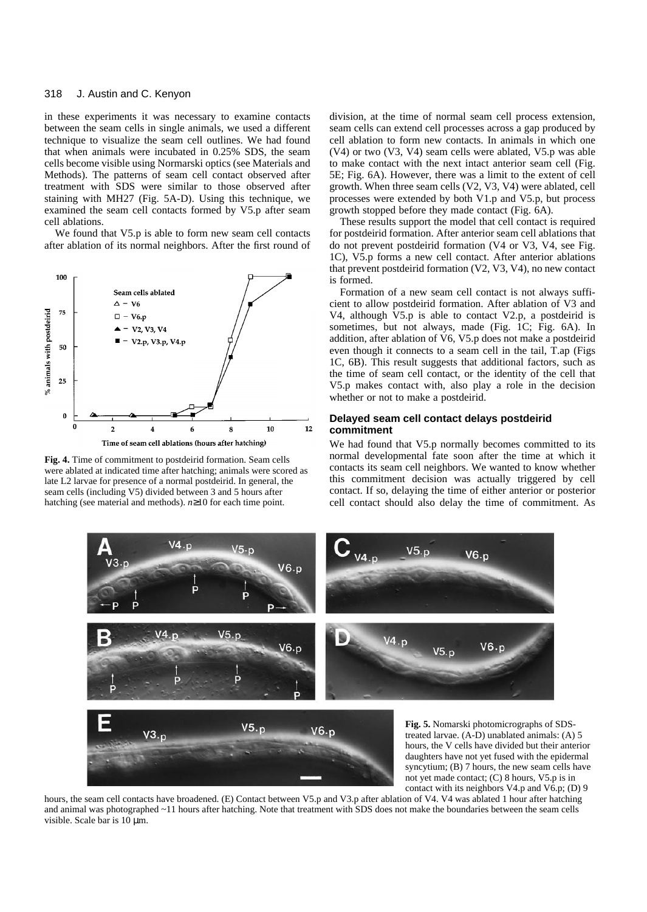in these experiments it was necessary to examine contacts between the seam cells in single animals, we used a different technique to visualize the seam cell outlines. We had found that when animals were incubated in 0.25% SDS, the seam cells become visible using Normarski optics (see Materials and Methods). The patterns of seam cell contact observed after treatment with SDS were similar to those observed after staining with MH27 (Fig. 5A-D). Using this technique, we examined the seam cell contacts formed by V5.p after seam cell ablations.

We found that V5.p is able to form new seam cell contacts after ablation of its normal neighbors. After the first round of division, at the time of normal seam cell process extension, seam cells can extend cell processes across a gap produced by cell ablation to form new contacts. In animals in which one (V4) or two (V3, V4) seam cells were ablated, V5.p was able to make contact with the next intact anterior seam cell (Fig. 5E; Fig. 6A). However, there was a limit to the extent of cell growth. When three seam cells (V2, V3, V4) were ablated, cell processes were extended by both V1.p and V5.p, but process growth stopped before they made contact (Fig. 6A).

These results support the model that cell contact is required for postdeirid formation. After anterior seam cell ablations that do not prevent postdeirid formation (V4 or V3, V4, see Fig. 1C), V5.p forms a new cell contact. After anterior ablations that prevent postdeirid formation (V2, V3, V4), no new contact is formed.

Formation of a new seam cell contact is not always sufficient to allow postdeirid formation. After ablation of V3 and V4, although V5.p is able to contact V2.p, a postdeirid is sometimes, but not always, made (Fig. 1C; Fig. 6A). In addition, after ablation of V6, V5.p does not make a postdeirid even though it connects to a seam cell in the tail, T.ap (Figs 1C, 6B). This result suggests that additional factors, such as the time of seam cell contact, or the identity of the cell that V5.p makes contact with, also play a role in the decision whether or not to make a postdeirid.

**Fig. 4.** Time of commitment to postdeirid formation. Seam cells were ablated at indicated time after hatching; animals were scored as late L2 larvae for presence of a normal postdeirid. In general, the seam cells (including V5) divided between 3 and 5 hours after hatching (see material and methods). $n \geq 10$ for each time point.

### Delayed seam cell contact delays postdeirid commitment

We had found that V5.p normally becomes committed to its normal developmental fate soon after the time at which it contacts its seam cell neighbors. We wanted to know whether this commitment decision was actually triggered by cell contact. If so, delaying the time of either anterior or posterior cell contact should also delay the time of commitment. As

**Fig. 5.** Nomarski photomicrographs of SDS-treated larvae. (A-D) unablated animals: (A) 5 hours, the V cells have divided but their anterior daughters have not yet fused with the epidermal syncytium; (B) 7 hours, the new seam cells have not yet made contact; (C) 8 hours, V5.p is in contact with its neighbors V4.p and V6.p; (D) 9 hours, the seam cell contacts have broadened. (E) Contact between V5.p and V3.p after ablation of V4. V4 was ablated 1 hour after hatching and animal was photographed ~11 hours after hatching. Note that treatment with SDS does not make the boundaries between the seam cells visible. Scale bar is 10 μm.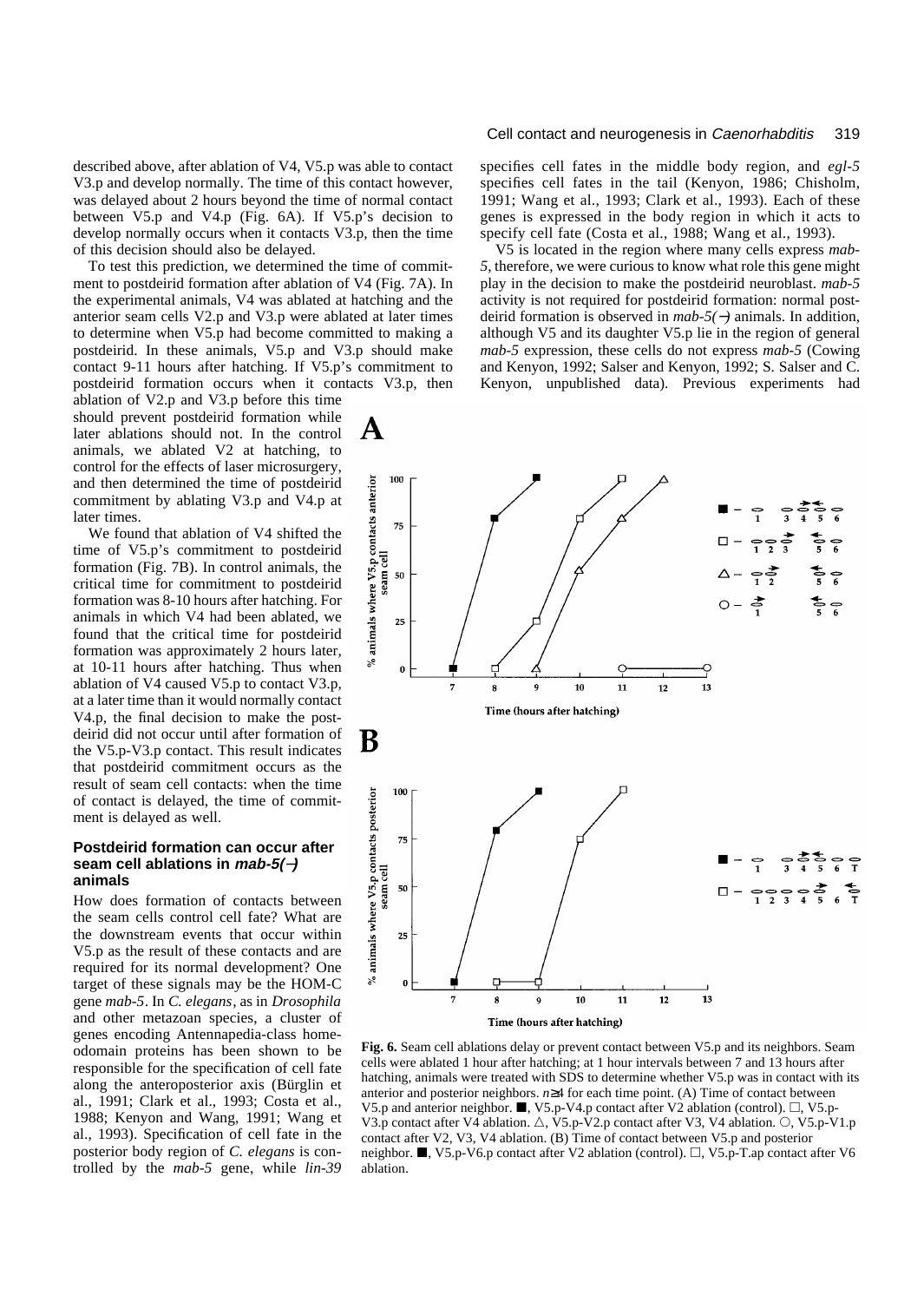described above, after ablation of V4, V5.p was able to contact V3.p and develop normally. The time of this contact however, was delayed about 2 hours beyond the time of normal contact between V5.p and V4.p (Fig. 6A). If V5.p's decision to develop normally occurs when it contacts V3.p, then the time of this decision should also be delayed.

To test this prediction, we determined the time of commitment to postdeirid formation after ablation of V4 (Fig. 7A). In the experimental animals, V4 was ablated at hatching and the anterior seam cells V2.p and V3.p were ablated at later times to determine when V5.p had become committed to making a postdeirid. In these animals, V5.p and V3.p should make contact 9-11 hours after hatching. If V5.p's commitment to postdeirid formation occurs when it contacts V3.p, then ablation of V2.p and V3.p before this time should prevent postdeirid formation while later ablations should not. In the control animals, we ablated V2 at hatching, to control for the effects of laser microsurgery, and then determined the time of postdeirid commitment by ablating V3.p and V4.p at later times.

We found that ablation of V4 shifted the time of V5.p's commitment to postdeirid formation (Fig. 7B). In control animals, the critical time for commitment to postdeirid formation was 8-10 hours after hatching. For animals in which V4 had been ablated, we found that the critical time for postdeirid formation was approximately 2 hours later, at 10-11 hours after hatching. Thus when ablation of V4 caused V5.p to contact V3.p, at a later time than it would normally contact V4.p, the final decision to make the postdeirid did not occur until after formation of the V5.p-V3.p contact. This result indicates that postdeirid commitment occurs as the result of seam cell contacts: when the time of contact is delayed, the time of commitment is delayed as well.

### Postdeirid formation can occur after seam cell ablations in *mab-5(−)* animals

How does formation of contacts between the seam cells control cell fate? What are the downstream events that occur within V5.p as the result of these contacts and are required for its normal development? One target of these signals may be the HOM-C gene *mab-5*. In *C. elegans*, as in *Drosophila* and other metazoan species, a cluster of genes encoding Antennapedia-class homeodomain proteins has been shown to be responsible for the specification of cell fate along the anteroposterior axis (Bürglin et al., 1991; Clark et al., 1993; Costa et al., 1988; Kenyon and Wang, 1991; Wang et al., 1993). Specification of cell fate in the posterior body region of *C. elegans* is controlled by the *mab-5* gene, while *lin-39* specifies cell fates in the middle body region, and *egl-5* specifies cell fates in the tail (Kenyon, 1986; Chisholm, 1991; Wang et al., 1993; Clark et al., 1993). Each of these genes is expressed in the body region in which it acts to specify cell fate (Costa et al., 1988; Wang et al., 1993).

V5 is located in the region where many cells express *mab-5*, therefore, we were curious to know what role this gene might play in the decision to make the postdeirid neuroblast. *mab-5* activity is not required for postdeirid formation: normal postdeirid formation is observed in *mab-5(−)* animals. In addition, although V5 and its daughter V5.p lie in the region of general *mab-5* expression, these cells do not express *mab-5* (Cowing and Kenyon, 1992; Salser and Kenyon, 1992; S. Salser and C. Kenyon, unpublished data). Previous experiments had

**Fig. 6.** Seam cell ablations delay or prevent contact between V5.p and its neighbors. Seam cells were ablated 1 hour after hatching; at 1 hour intervals between 7 and 13 hours after hatching, animals were treated with SDS to determine whether V5.p was in contact with its anterior and posterior neighbors. $n \geq 4$ for each time point. (A) Time of contact between V5.p and anterior neighbor. ■, V5.p-V4.p contact after V2 ablation (control). □, V5.p-V3.p contact after V4 ablation. △, V5.p-V2.p contact after V3, V4 ablation. ○, V5.p-V1.p contact after V2, V3, V4 ablation. (B) Time of contact between V5.p and posterior neighbor. ■, V5.p-V6.p contact after V2 ablation (control). □, V5.p-T.ap contact after V6 ablation.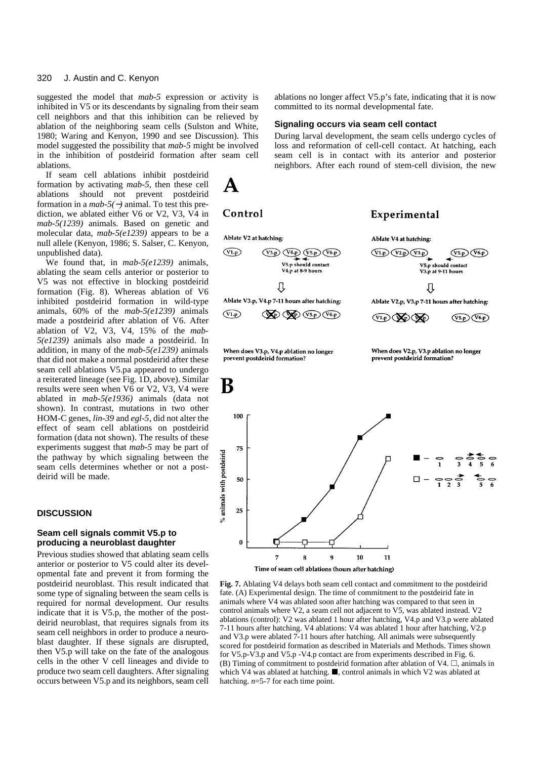suggested the model that *mab-5* expression or activity is inhibited in V5 or its descendants by signaling from their seam cell neighbors and that this inhibition can be relieved by ablation of the neighboring seam cells (Sulston and White, 1980; Waring and Kenyon, 1990 and see Discussion). This model suggested the possibility that *mab-5* might be involved in the inhibition of postdeirid formation after seam cell ablations.

If seam cell ablations inhibit postdeirid formation by activating *mab-5*, then these cell ablations should not prevent postdeirid formation in a *mab-5(−)* animal. To test this prediction, we ablated either V6 or V2, V3, V4 in *mab-5(1239)* animals. Based on genetic and molecular data, *mab-5(e1239)* appears to be a null allele (Kenyon, 1986; S. Salser, C. Kenyon, unpublished data).

We found that, in *mab-5(e1239)* animals, ablating the seam cells anterior or posterior to V5 was not effective in blocking postdeirid formation (Fig. 8). Whereas ablation of V6 inhibited postdeirid formation in wild-type animals, 60% of the *mab-5(e1239)* animals made a postdeirid after ablation of V6. After ablation of V2, V3, V4, 15% of the *mab-5(e1239)* animals also made a postdeirid. In addition, in many of the *mab-5(e1239)* animals that did not make a normal postdeirid after these seam cell ablations V5.pa appeared to undergo a reiterated lineage (see Fig. 1D, above). Similar results were seen when V6 or V2, V3, V4 were ablated in *mab-5(e1936)* animals (data not shown). In contrast, mutations in two other HOM-C genes, *lin-39* and *egl-5*, did not alter the effect of seam cell ablations on postdeirid formation (data not shown). The results of these experiments suggest that *mab-5* may be part of the pathway by which signaling between the seam cells determines whether or not a postdeirid will be made.

## DISCUSSION

### Seam cell signals commit V5.p to producing a neuroblast daughter

Previous studies showed that ablating seam cells anterior or posterior to V5 could alter its developmental fate and prevent it from forming the postdeirid neuroblast. This result indicated that some type of signaling between the seam cells is required for normal development. Our results indicate that it is V5.p, the mother of the postdeirid neuroblast, that requires signals from its seam cell neighbors in order to produce a neuroblast daughter. If these signals are disrupted, then V5.p will take on the fate of the analogous cells in the other V cell lineages and divide to produce two seam cell daughters. After signaling occurs between V5.p and its neighbors, seam cell ablations no longer affect V5.p's fate, indicating that it is now committed to its normal developmental fate.

### Signaling occurs via seam cell contact

During larval development, the seam cells undergo cycles of loss and reformation of cell-cell contact. At hatching, each seam cell is in contact with its anterior and posterior neighbors. After each round of stem-cell division, the new

**Fig. 7.** Ablating V4 delays both seam cell contact and commitment to the postdeirid fate. (A) Experimental design. The time of commitment to the postdeirid fate in animals where V4 was ablated soon after hatching was compared to that seen in control animals where V2, a seam cell not adjacent to V5, was ablated instead. V2 ablations (control): V2 was ablated 1 hour after hatching, V4.p and V3.p were ablated 7-11 hours after hatching. V4 ablations: V4 was ablated 1 hour after hatching, V2.p and V3.p were ablated 7-11 hours after hatching. All animals were subsequently scored for postdeirid formation as described in Materials and Methods. Times shown for V5.p-V3.p and V5.p -V4.p contact are from experiments described in Fig. 6. (B) Timing of commitment to postdeirid formation after ablation of V4. □, animals in which V4 was ablated at hatching. ■, control animals in which V2 was ablated at hatching. *n*=5-7 for each time point.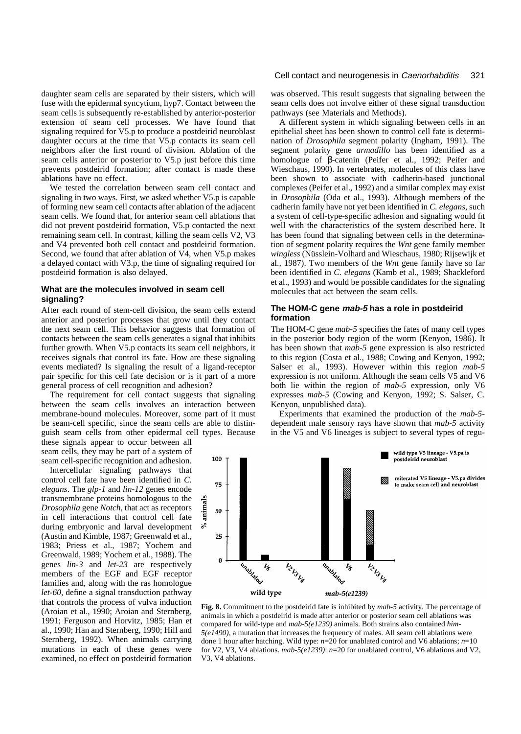daughter seam cells are separated by their sisters, which will fuse with the epidermal syncytium, hyp7. Contact between the seam cells is subsequently re-established by anterior-posterior extension of seam cell processes. We have found that signaling required for V5.p to produce a postdeirid neuroblast daughter occurs at the time that V5.p contacts its seam cell neighbors after the first round of division. Ablation of the seam cells anterior or posterior to V5.p just before this time prevents postdeirid formation; after contact is made these ablations have no effect.

We tested the correlation between seam cell contact and signaling in two ways. First, we asked whether V5.p is capable of forming new seam cell contacts after ablation of the adjacent seam cells. We found that, for anterior seam cell ablations that did not prevent postdeirid formation, V5.p contacted the next remaining seam cell. In contrast, killing the seam cells V2, V3 and V4 prevented both cell contact and postdeirid formation. Second, we found that after ablation of V4, when V5.p makes a delayed contact with V3.p, the time of signaling required for postdeirid formation is also delayed.

### What are the molecules involved in seam cell signaling?

After each round of stem-cell division, the seam cells extend anterior and posterior processes that grow until they contact the next seam cell. This behavior suggests that formation of contacts between the seam cells generates a signal that inhibits further growth. When V5.p contacts its seam cell neighbors, it receives signals that control its fate. How are these signaling events mediated? Is signaling the result of a ligand-receptor pair specific for this cell fate decision or is it part of a more general process of cell recognition and adhesion?

The requirement for cell contact suggests that signaling between the seam cells involves an interaction between membrane-bound molecules. Moreover, some part of it must be seam-cell specific, since the seam cells are able to distinguish seam cells from other epidermal cell types. Because these signals appear to occur between all seam cells, they may be part of a system of seam cell-specific recognition and adhesion.

Intercellular signaling pathways that control cell fate have been identified in *C. elegans*. The *glp-1* and *lin-12* genes encode transmembrane proteins homologous to the *Drosophila* gene *Notch*, that act as receptors in cell interactions that control cell fate during embryonic and larval development (Austin and Kimble, 1987; Greenwald et al., 1983; Priess et al., 1987; Yochem and Greenwald, 1989; Yochem et al., 1988). The genes *lin-3* and *let-23* are respectively members of the EGF and EGF receptor families and, along with the ras homologue *let-60*, define a signal transduction pathway that controls the process of vulva induction (Aroian et al., 1990; Aroian and Sternberg, 1991; Ferguson and Horvitz, 1985; Han et al., 1990; Han and Sternberg, 1990; Hill and Sternberg, 1992). When animals carrying mutations in each of these genes were examined, no effect on postdeirid formation was observed. This result suggests that signaling between the seam cells does not involve either of these signal transduction pathways (see Materials and Methods).

A different system in which signaling between cells in an epithelial sheet has been shown to control cell fate is determination of *Drosophila* segment polarity (Ingham, 1991). The segment polarity gene *armadillo* has been identified as a homologue of β-catenin (Peifer et al., 1992; Peifer and Wieschaus, 1990). In vertebrates, molecules of this class have been shown to associate with cadherin-based junctional complexes (Peifer et al., 1992) and a similar complex may exist in *Drosophila* (Oda et al., 1993). Although members of the cadherin family have not yet been identified in *C. elegans*, such a system of cell-type-specific adhesion and signaling would fit well with the characteristics of the system described here. It has been found that signaling between cells in the determination of segment polarity requires the *Wnt* gene family member *wingless* (Nüsslein-Volhard and Wieschaus, 1980; Rijsewijk et al., 1987). Two members of the *Wnt* gene family have so far been identified in *C. elegans* (Kamb et al., 1989; Shackleford et al., 1993) and would be possible candidates for the signaling molecules that act between the seam cells.

### The HOM-C gene *mab-5* has a role in postdeirid formation

The HOM-C gene *mab-5* specifies the fates of many cell types in the posterior body region of the worm (Kenyon, 1986). It has been shown that *mab-5* gene expression is also restricted to this region (Costa et al., 1988; Cowing and Kenyon, 1992; Salser et al., 1993). However within this region *mab-5* expression is not uniform. Although the seam cells V5 and V6 both lie within the region of *mab-5* expression, only V6 expresses *mab-5* (Cowing and Kenyon, 1992; S. Salser, C. Kenyon, unpublished data).

Experiments that examined the production of the *mab-5*-dependent male sensory rays have shown that *mab-5* activity in the V5 and V6 lineages is subject to several types of regu-

**Fig. 8.** Commitment to the postdeirid fate is inhibited by *mab-5* activity. The percentage of animals in which a postdeirid is made after anterior or posterior seam cell ablations was compared for wild-type and *mab-5(e1239)* animals. Both strains also contained *him-5(e1490)*, a mutation that increases the frequency of males. All seam cell ablations were done 1 hour after hatching. Wild type: $n$=20 for unablated control and V6 ablations; $n$=10 for V2, V3, V4 ablations. *mab-5(e1239)*: $n$=20 for unablated control, V6 ablations and V2, V3, V4 ablations.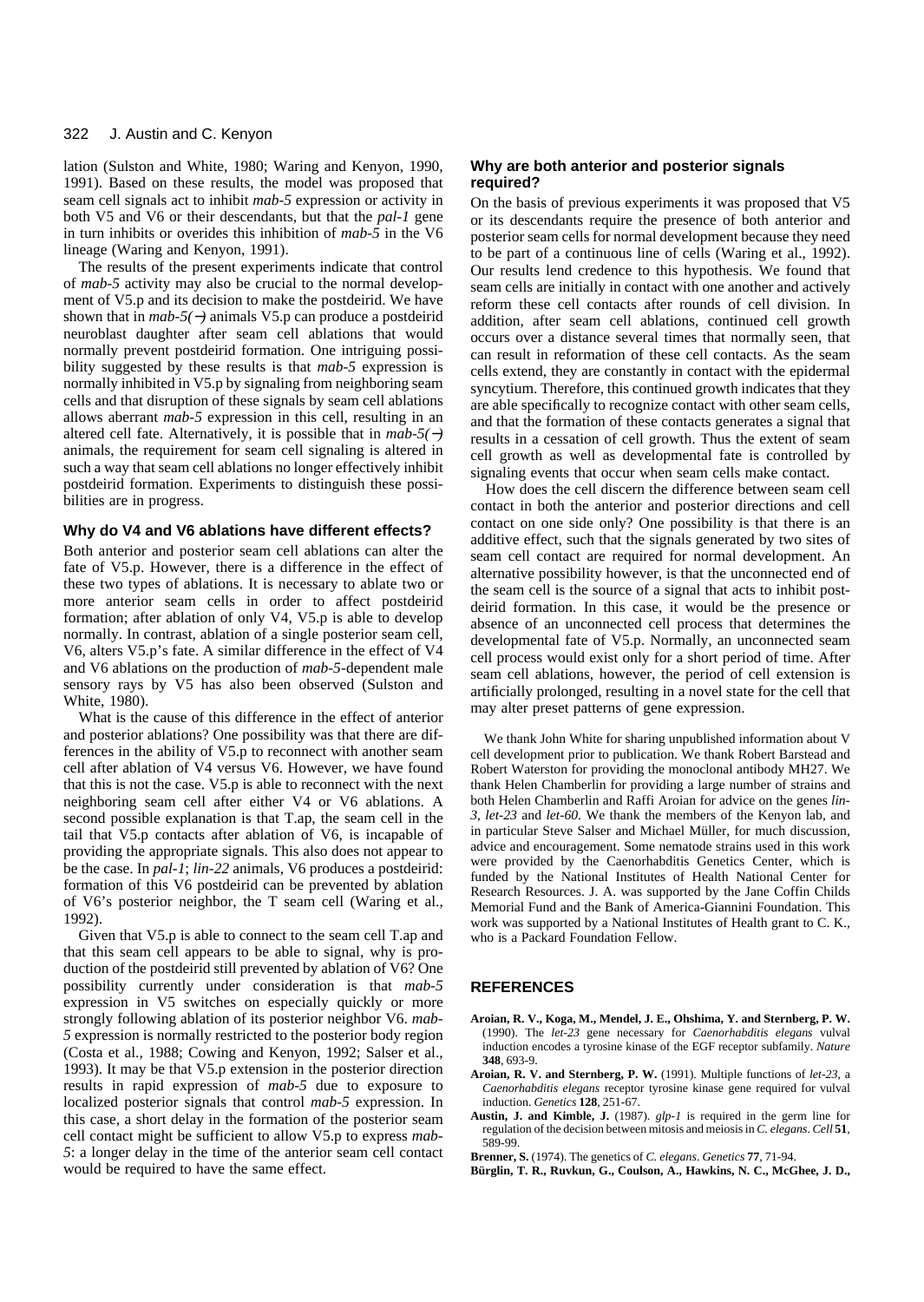lation (Sulston and White, 1980; Waring and Kenyon, 1990, 1991). Based on these results, the model was proposed that seam cell signals act to inhibit *mab-5* expression or activity in both V5 and V6 or their descendants, but that the *pal-1* gene in turn inhibits or overides this inhibition of *mab-5* in the V6 lineage (Waring and Kenyon, 1991).

The results of the present experiments indicate that control of *mab-5* activity may also be crucial to the normal development of V5.p and its decision to make the postdeirid. We have shown that in *mab-5(−)* animals V5.p can produce a postdeirid neuroblast daughter after seam cell ablations that would normally prevent postdeirid formation. One intriguing possibility suggested by these results is that *mab-5* expression is normally inhibited in V5.p by signaling from neighboring seam cells and that disruption of these signals by seam cell ablations allows aberrant *mab-5* expression in this cell, resulting in an altered cell fate. Alternatively, it is possible that in *mab-5(−)* animals, the requirement for seam cell signaling is altered in such a way that seam cell ablations no longer effectively inhibit postdeirid formation. Experiments to distinguish these possibilities are in progress.

### Why do V4 and V6 ablations have different effects?

Both anterior and posterior seam cell ablations can alter the fate of V5.p. However, there is a difference in the effect of these two types of ablations. It is necessary to ablate two or more anterior seam cells in order to affect postdeirid formation; after ablation of only V4, V5.p is able to develop normally. In contrast, ablation of a single posterior seam cell, V6, alters V5.p's fate. A similar difference in the effect of V4 and V6 ablations on the production of *mab-5*-dependent male sensory rays by V5 has also been observed (Sulston and White, 1980).

What is the cause of this difference in the effect of anterior and posterior ablations? One possibility was that there are differences in the ability of V5.p to reconnect with another seam cell after ablation of V4 versus V6. However, we have found that this is not the case. V5.p is able to reconnect with the next neighboring seam cell after either V4 or V6 ablations. A second possible explanation is that T.ap, the seam cell in the tail that V5.p contacts after ablation of V6, is incapable of providing the appropriate signals. This also does not appear to be the case. In *pal-1*; *lin-22* animals, V6 produces a postdeirid: formation of this V6 postdeirid can be prevented by ablation of V6's posterior neighbor, the T seam cell (Waring et al., 1992).

Given that V5.p is able to connect to the seam cell T.ap and that this seam cell appears to be able to signal, why is production of the postdeirid still prevented by ablation of V6? One possibility currently under consideration is that *mab-5* expression in V5 switches on especially quickly or more strongly following ablation of its posterior neighbor V6. *mab-5* expression is normally restricted to the posterior body region (Costa et al., 1988; Cowing and Kenyon, 1992; Salser et al., 1993). It may be that V5.p extension in the posterior direction results in rapid expression of *mab-5* due to exposure to localized posterior signals that control *mab-5* expression. In this case, a short delay in the formation of the posterior seam cell contact might be sufficient to allow V5.p to express *mab-5*: a longer delay in the time of the anterior seam cell contact would be required to have the same effect.

### Why are both anterior and posterior signals required?

On the basis of previous experiments it was proposed that V5 or its descendants require the presence of both anterior and posterior seam cells for normal development because they need to be part of a continuous line of cells (Waring et al., 1992). Our results lend credence to this hypothesis. We found that seam cells are initially in contact with one another and actively reform these cell contacts after rounds of cell division. In addition, after seam cell ablations, continued cell growth occurs over a distance several times that normally seen, that can result in reformation of these cell contacts. As the seam cells extend, they are constantly in contact with the epidermal syncytium. Therefore, this continued growth indicates that they are able specifically to recognize contact with other seam cells, and that the formation of these contacts generates a signal that results in a cessation of cell growth. Thus the extent of seam cell growth as well as developmental fate is controlled by signaling events that occur when seam cells make contact.

How does the cell discern the difference between seam cell contact in both the anterior and posterior directions and cell contact on one side only? One possibility is that there is an additive effect, such that the signals generated by two sites of seam cell contact are required for normal development. An alternative possibility however, is that the unconnected end of the seam cell is the source of a signal that acts to inhibit postdeirid formation. In this case, it would be the presence or absence of an unconnected cell process that determines the developmental fate of V5.p. Normally, an unconnected seam cell process would exist only for a short period of time. After seam cell ablations, however, the period of cell extension is artificially prolonged, resulting in a novel state for the cell that may alter preset patterns of gene expression.

We thank John White for sharing unpublished information about V cell development prior to publication. We thank Robert Barstead and Robert Waterston for providing the monoclonal antibody MH27. We thank Helen Chamberlin for providing a large number of strains and both Helen Chamberlin and Raffi Aroian for advice on the genes *lin-3*, *let-23* and *let-60*. We thank the members of the Kenyon lab, and in particular Steve Salser and Michael Müller, for much discussion, advice and encouragement. Some nematode strains used in this work were provided by the Caenorhabditis Genetics Center, which is funded by the National Institutes of Health National Center for Research Resources. J. A. was supported by the Jane Coffin Childs Memorial Fund and the Bank of America-Giannini Foundation. This work was supported by a National Institutes of Health grant to C. K., who is a Packard Foundation Fellow.

## REFERENCES

**Aroian, R. V., Koga, M., Mendel, J. E., Ohshima, Y. and Sternberg, P. W.** (1990). The *let-23* gene necessary for *Caenorhabditis elegans* vulval induction encodes a tyrosine kinase of the EGF receptor subfamily. *Nature* **348**, 693-9.

**Aroian, R. V. and Sternberg, P. W.** (1991). Multiple functions of *let-23*, a *Caenorhabditis elegans* receptor tyrosine kinase gene required for vulval induction. *Genetics* **128**, 251-67.

**Austin, J. and Kimble, J.** (1987). *glp-1* is required in the germ line for regulation of the decision between mitosis and meiosis in *C. elegans*. *Cell* **51**, 589-99.

**Brenner, S.** (1974). The genetics of *C. elegans*. *Genetics* **77**, 71-94.

**Bürglin, T. R., Ruvkun, G., Coulson, A., Hawkins, N. C., McGhee, J. D.,**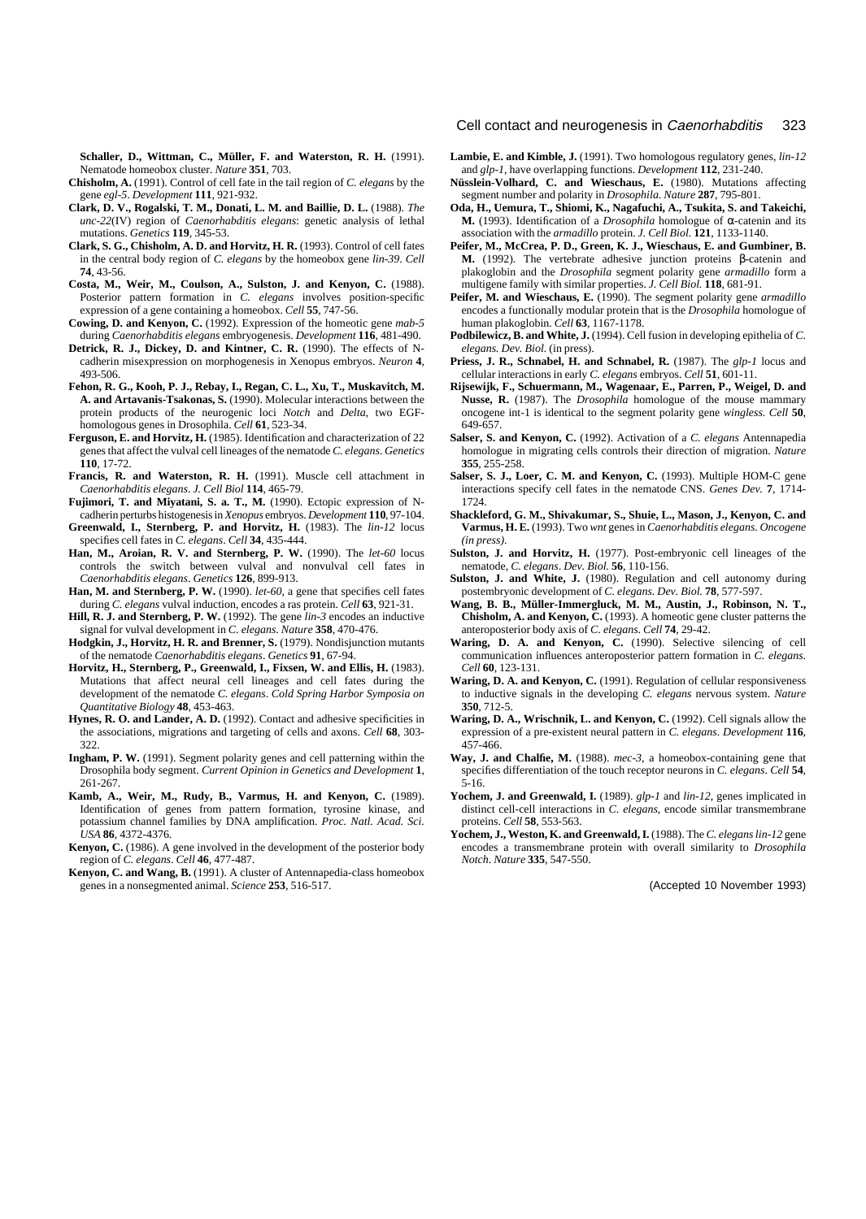Schaller, D., Wittman, C., Müller, F. and Waterston, R. H. (1991). Nematode homeobox cluster. *Nature* **351**, 703.

**Chisholm, A.** (1991). Control of cell fate in the tail region of *C. elegans* by the gene *egl-5*. *Development* **111**, 921-932.

**Clark, D. V., Rogalski, T. M., Donati, L. M. and Baillie, D. L.** (1988). *The unc-22*(IV) region of *Caenorhabditis elegans*: genetic analysis of lethal mutations. *Genetics* **119**, 345-53.

**Clark, S. G., Chisholm, A. D. and Horvitz, H. R.** (1993). Control of cell fates in the central body region of *C. elegans* by the homeobox gene *lin-39*. *Cell* **74**, 43-56.

**Costa, M., Weir, M., Coulson, A., Sulston, J. and Kenyon, C.** (1988). Posterior pattern formation in *C. elegans* involves position-specific expression of a gene containing a homeobox. *Cell* **55**, 747-56.

**Cowing, D. and Kenyon, C.** (1992). Expression of the homeotic gene *mab-5* during *Caenorhabditis elegans* embryogenesis. *Development* **116**, 481-490.

**Detrick, R. J., Dickey, D. and Kintner, C. R.** (1990). The effects of N-cadherin misexpression on morphogenesis in Xenopus embryos. *Neuron* **4**, 493-506.

**Fehon, R. G., Kooh, P. J., Rebay, I., Regan, C. L., Xu, T., Muskavitch, M. A. and Artavanis-Tsakonas, S.** (1990). Molecular interactions between the protein products of the neurogenic loci *Notch* and *Delta*, two EGF-homologous genes in Drosophila. *Cell* **61**, 523-34.

**Ferguson, E. and Horvitz, H.** (1985). Identification and characterization of 22 genes that affect the vulval cell lineages of the nematode *C. elegans*. *Genetics* **110**, 17-72.

**Francis, R. and Waterston, R. H.** (1991). Muscle cell attachment in *Caenorhabditis elegans*. *J. Cell Biol* **114**, 465-79.

**Fujimori, T. and Miyatani, S. a. T., M.** (1990). Ectopic expression of N-cadherin perturbs histogenesis in *Xenopus* embryos. *Development* **110**, 97-104.

**Greenwald, I., Sternberg, P. and Horvitz, H.** (1983). The *lin-12* locus specifies cell fates in *C. elegans*. *Cell* **34**, 435-444.

**Han, M., Aroian, R. V. and Sternberg, P. W.** (1990). The *let-60* locus controls the switch between vulval and nonvulval cell fates in *Caenorhabditis elegans*. *Genetics* **126**, 899-913.

**Han, M. and Sternberg, P. W.** (1990). *let-60*, a gene that specifies cell fates during *C. elegans* vulval induction, encodes a ras protein. *Cell* **63**, 921-31.

**Hill, R. J. and Sternberg, P. W.** (1992). The gene *lin-3* encodes an inductive signal for vulval development in *C. elegans*. *Nature* **358**, 470-476.

**Hodgkin, J., Horvitz, H. R. and Brenner, S.** (1979). Nondisjunction mutants of the nematode *Caenorhabditis elegans*. *Genetics* **91**, 67-94.

**Horvitz, H., Sternberg, P., Greenwald, I., Fixsen, W. and Ellis, H.** (1983). Mutations that affect neural cell lineages and cell fates during the development of the nematode *C. elegans*. *Cold Spring Harbor Symposia on Quantitative Biology* **48**, 453-463.

**Hynes, R. O. and Lander, A. D.** (1992). Contact and adhesive specificities in the associations, migrations and targeting of cells and axons. *Cell* **68**, 303-322.

**Ingham, P. W.** (1991). Segment polarity genes and cell patterning within the Drosophila body segment. *Current Opinion in Genetics and Development* **1**, 261-267.

**Kamb, A., Weir, M., Rudy, B., Varmus, H. and Kenyon, C.** (1989). Identification of genes from pattern formation, tyrosine kinase, and potassium channel families by DNA amplification. *Proc. Natl. Acad. Sci. USA* **86**, 4372-4376.

**Kenyon, C.** (1986). A gene involved in the development of the posterior body region of *C. elegans*. *Cell* **46**, 477-487.

**Kenyon, C. and Wang, B.** (1991). A cluster of Antennapedia-class homeobox genes in a nonsegmented animal. *Science* **253**, 516-517.

**Lambie, E. and Kimble, J.** (1991). Two homologous regulatory genes, *lin-12* and *glp-1*, have overlapping functions. *Development* **112**, 231-240.

**Nüsslein-Volhard, C. and Wieschaus, E.** (1980). Mutations affecting segment number and polarity in *Drosophila*. *Nature* **287**, 795-801.

**Oda, H., Uemura, T., Shiomi, K., Nagafuchi, A., Tsukita, S. and Takeichi, M.** (1993). Identification of a *Drosophila* homologue of α-catenin and its association with the *armadillo* protein. *J. Cell Biol.* **121**, 1133-1140.

**Peifer, M., McCrea, P. D., Green, K. J., Wieschaus, E. and Gumbiner, B. M.** (1992). The vertebrate adhesive junction proteins β-catenin and plakoglobin and the *Drosophila* segment polarity gene *armadillo* form a multigene family with similar properties. *J. Cell Biol.* **118**, 681-91.

**Peifer, M. and Wieschaus, E.** (1990). The segment polarity gene *armadillo* encodes a functionally modular protein that is the *Drosophila* homologue of human plakoglobin. *Cell* **63**, 1167-1178.

**Podbilewicz, B. and White, J.** (1994). Cell fusion in developing epithelia of *C. elegans*. *Dev. Biol.* (in press).

**Priess, J. R., Schnabel, H. and Schnabel, R.** (1987). The *glp-1* locus and cellular interactions in early *C. elegans* embryos. *Cell* **51**, 601-11.

**Rijsewijk, F., Schuermann, M., Wagenaar, E., Parren, P., Weigel, D. and Nusse, R.** (1987). The *Drosophila* homologue of the mouse mammary oncogene int-1 is identical to the segment polarity gene *wingless*. *Cell* **50**, 649-657.

**Salser, S. and Kenyon, C.** (1992). Activation of a *C. elegans* Antennapedia homologue in migrating cells controls their direction of migration. *Nature* **355**, 255-258.

**Salser, S. J., Loer, C. M. and Kenyon, C.** (1993). Multiple HOM-C gene interactions specify cell fates in the nematode CNS. *Genes Dev.* **7**, 1714-1724.

**Shackleford, G. M., Shivakumar, S., Shuie, L., Mason, J., Kenyon, C. and Varmus, H. E.** (1993). Two *wnt* genes in *Caenorhabditis elegans*. *Oncogene (in press)*.

**Sulston, J. and Horvitz, H.** (1977). Post-embryonic cell lineages of the nematode, *C. elegans*. *Dev. Biol.* **56**, 110-156.

**Sulston, J. and White, J.** (1980). Regulation and cell autonomy during postembryonic development of *C. elegans*. *Dev. Biol.* **78**, 577-597.

**Wang, B. B., Müller-Immergluck, M. M., Austin, J., Robinson, N. T., Chisholm, A. and Kenyon, C.** (1993). A homeotic gene cluster patterns the anteroposterior body axis of *C. elegans*. *Cell* **74**, 29-42.

**Waring, D. A. and Kenyon, C.** (1990). Selective silencing of cell communication influences anteroposterior pattern formation in *C. elegans*. *Cell* **60**, 123-131.

**Waring, D. A. and Kenyon, C.** (1991). Regulation of cellular responsiveness to inductive signals in the developing *C. elegans* nervous system. *Nature* **350**, 712-5.

**Waring, D. A., Wrischnik, L. and Kenyon, C.** (1992). Cell signals allow the expression of a pre-existent neural pattern in *C. elegans*. *Development* **116**, 457-466.

**Way, J. and Chalfie, M.** (1988). *mec-3*, a homeobox-containing gene that specifies differentiation of the touch receptor neurons in *C. elegans*. *Cell* **54**, 5-16.

**Yochem, J. and Greenwald, I.** (1989). *glp-1* and *lin-12*, genes implicated in distinct cell-cell interactions in *C. elegans*, encode similar transmembrane proteins. *Cell* **58**, 553-563.

**Yochem, J., Weston, K. and Greenwald, I.** (1988). The *C. elegans lin-12* gene encodes a transmembrane protein with overall similarity to *Drosophila Notch*. *Nature* **335**, 547-550.

(Accepted 10 November 1993)